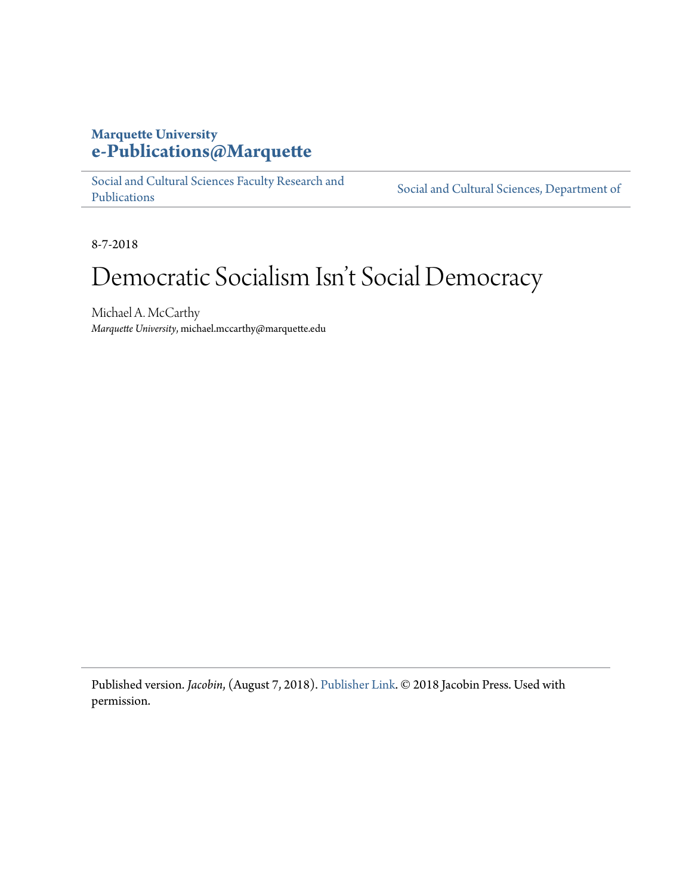**Marquette University**
**e-Publications@Marquette**

Social and Cultural Sciences Faculty Research and Publications | Social and Cultural Sciences, Department of

8-7-2018

# Democratic Socialism Isn't Social Democracy

Michael A. McCarthy
*Marquette University*, michael.mccarthy@marquette.edu

Published version. *Jacobin*, (August 7, 2018). Publisher Link. © 2018 Jacobin Press. Used with permission.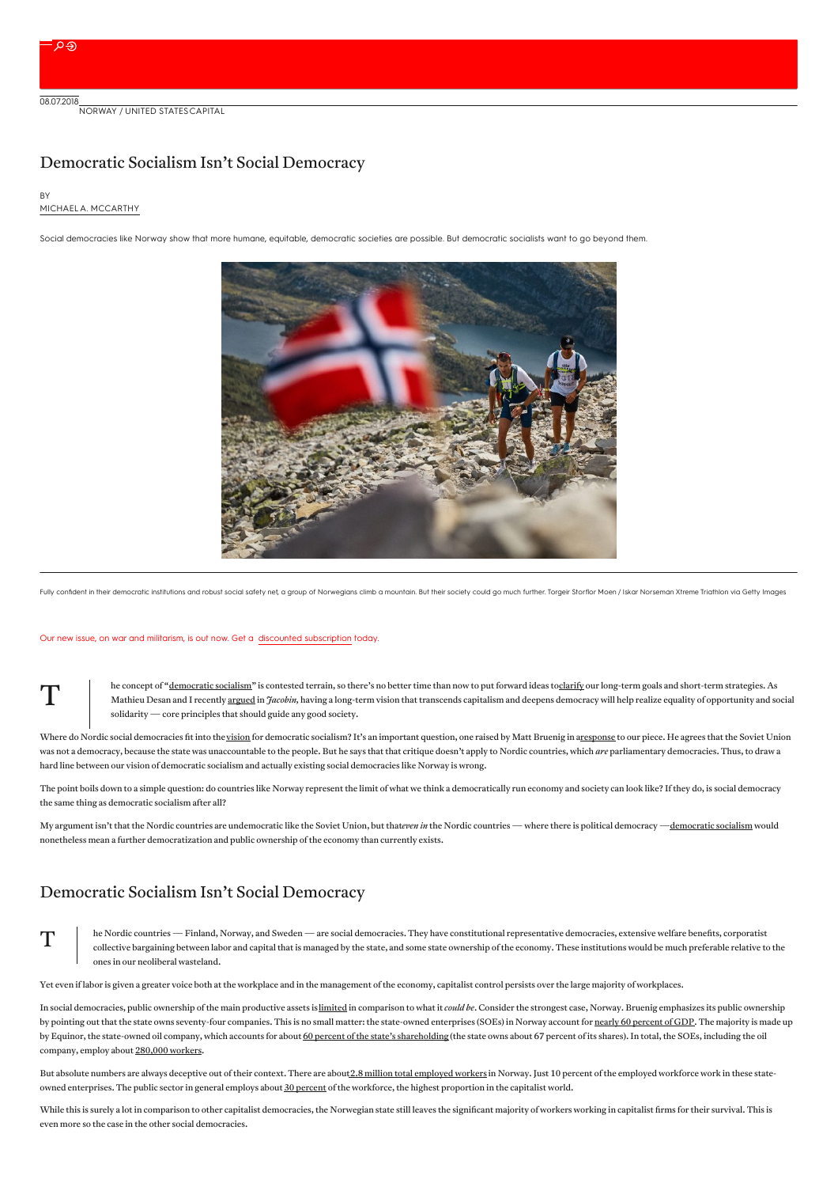08.07.2018

NORWAY / UNITED STATES CAPITAL

# Democratic Socialism Isn't Social Democracy

BY

MICHAEL A. MCCARTHY

Social democracies like Norway show that more humane, equitable, democratic societies are possible. But democratic socialists want to go beyond them.

Fully confident in their democratic institutions and robust social safety net, a group of Norwegians climb a mountain. But their society could go much further. Torgeir Storflor Moen / Iskar Norseman Xtreme Triathlon via Getty Images

Our new issue, on war and militarism, is out now. Get a discounted subscription today.

The concept of "democratic socialism" is contested terrain, so there's no better time than now to put forward ideas to clarify our long-term goals and short-term strategies. As Mathieu Desan and I recently argued in *Jacobin*, having a long-term vision that transcends capitalism and deepens democracy will help realize equality of opportunity and social solidarity — core principles that should guide any good society.

Where do Nordic social democracies fit into the vision for democratic socialism? It's an important question, one raised by Matt Bruenig in a response to our piece. He agrees that the Soviet Union was not a democracy, because the state was unaccountable to the people. But he says that that critique doesn't apply to Nordic countries, which *are* parliamentary democracies. Thus, to draw a hard line between our vision of democratic socialism and actually existing social democracies like Norway is wrong.

The point boils down to a simple question: do countries like Norway represent the limit of what we think a democratically run economy and society can look like? If they do, is social democracy the same thing as democratic socialism after all?

My argument isn't that the Nordic countries are undemocratic like the Soviet Union, but that *even in* the Nordic countries — where there is political democracy — democratic socialism would nonetheless mean a further democratization and public ownership of the economy than currently exists.

## Democratic Socialism Isn't Social Democracy

The Nordic countries — Finland, Norway, and Sweden — are social democracies. They have constitutional representative democracies, extensive welfare benefits, corporatist collective bargaining between labor and capital that is managed by the state, and some state ownership of the economy. These institutions would be much preferable relative to the ones in our neoliberal wasteland.

Yet even if labor is given a greater voice both at the workplace and in the management of the economy, capitalist control persists over the large majority of workplaces.

In social democracies, public ownership of the main productive assets is limited in comparison to what it *could be*. Consider the strongest case, Norway. Bruenig emphasizes its public ownership by pointing out that the state owns seventy-four companies. This is no small matter: the state-owned enterprises (SOEs) in Norway account for nearly 60 percent of GDP. The majority is made up by Equinor, the state-owned oil company, which accounts for about 60 percent of the state's shareholding (the state owns about 67 percent of its shares). In total, the SOEs, including the oil company, employ about 280,000 workers.

But absolute numbers are always deceptive out of their context. There are about 2.8 million total employed workers in Norway. Just 10 percent of the employed workforce work in these state-owned enterprises. The public sector in general employs about 30 percent of the workforce, the highest proportion in the capitalist world.

While this is surely a lot in comparison to other capitalist democracies, the Norwegian state still leaves the significant majority of workers working in capitalist firms for their survival. This is even more so the case in the other social democracies.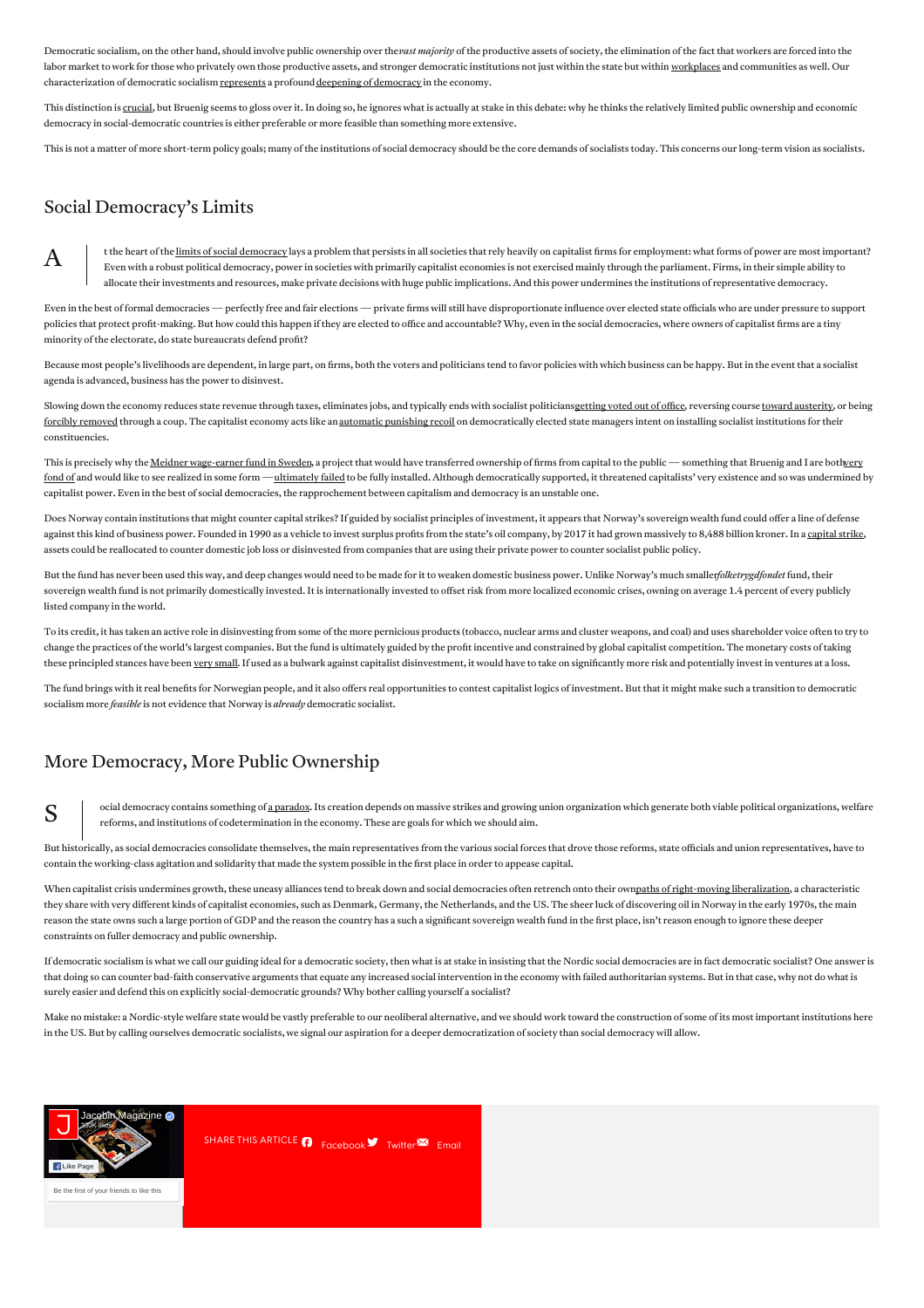Democratic socialism, on the other hand, should involve public ownership over the *vast majority* of the productive assets of society, the elimination of the fact that workers are forced into the labor market to work for those who privately own those productive assets, and stronger democratic institutions not just within the state but within workplaces and communities as well. Our characterization of democratic socialism represents a profound deepening of democracy in the economy.

This distinction is crucial, but Bruenig seems to gloss over it. In doing so, he ignores what is actually at stake in this debate: why he thinks the relatively limited public ownership and economic democracy in social-democratic countries is either preferable or more feasible than something more extensive.

This is not a matter of more short-term policy goals; many of the institutions of social democracy should be the core demands of socialists today. This concerns our long-term vision as socialists.

## Social Democracy's Limits

At the heart of the limits of social democracy lays a problem that persists in all societies that rely heavily on capitalist firms for employment: what forms of power are most important? Even with a robust political democracy, power in societies with primarily capitalist economies is not exercised mainly through the parliament. Firms, in their simple ability to allocate their investments and resources, make private decisions with huge public implications. And this power undermines the institutions of representative democracy.

Even in the best of formal democracies — perfectly free and fair elections — private firms will still have disproportionate influence over elected state officials who are under pressure to support policies that protect profit-making. But how could this happen if they are elected to office and accountable? Why, even in the social democracies, where owners of capitalist firms are a tiny minority of the electorate, do state bureaucrats defend profit?

Because most people's livelihoods are dependent, in large part, on firms, both the voters and politicians tend to favor policies with which business can be happy. But in the event that a socialist agenda is advanced, business has the power to disinvest.

Slowing down the economy reduces state revenue through taxes, eliminates jobs, and typically ends with socialist politicians getting voted out of office, reversing course toward austerity, or being forcibly removed through a coup. The capitalist economy acts like an automatic punishing recoil on democratically elected state managers intent on installing socialist institutions for their constituencies.

This is precisely why the Meidner wage-earner fund in Sweden, a project that would have transferred ownership of firms from capital to the public — something that Bruenig and I are both very fond of and would like to see realized in some form — ultimately failed to be fully installed. Although democratically supported, it threatened capitalists' very existence and so was undermined by capitalist power. Even in the best of social democracies, the rapprochement between capitalism and democracy is an unstable one.

Does Norway contain institutions that might counter capital strikes? If guided by socialist principles of investment, it appears that Norway's sovereign wealth fund could offer a line of defense against this kind of business power. Founded in 1990 as a vehicle to invest surplus profits from the state's oil company, by 2017 it had grown massively to 8,488 billion kroner. In a capital strike, assets could be reallocated to counter domestic job loss or disinvested from companies that are using their private power to counter socialist public policy.

But the fund has never been used this way, and deep changes would need to be made for it to weaken domestic business power. Unlike Norway's much smaller *folketrygdfondet* fund, their sovereign wealth fund is not primarily domestically invested. It is internationally invested to offset risk from more localized economic crises, owning on average 1.4 percent of every publicly listed company in the world.

To its credit, it has taken an active role in disinvesting from some of the more pernicious products (tobacco, nuclear arms and cluster weapons, and coal) and uses shareholder voice often to try to change the practices of the world's largest companies. But the fund is ultimately guided by the profit incentive and constrained by global capitalist competition. The monetary costs of taking these principled stances have been very small. If used as a bulwark against capitalist disinvestment, it would have to take on significantly more risk and potentially invest in ventures at a loss.

The fund brings with it real benefits for Norwegian people, and it also offers real opportunities to contest capitalist logics of investment. But that it might make such a transition to democratic socialism more *feasible* is not evidence that Norway is *already* democratic socialist.

## More Democracy, More Public Ownership

Social democracy contains something of a paradox. Its creation depends on massive strikes and growing union organization which generate both viable political organizations, welfare reforms, and institutions of codetermination in the economy. These are goals for which we should aim.

But historically, as social democracies consolidate themselves, the main representatives from the various social forces that drove those reforms, state officials and union representatives, have to contain the working-class agitation and solidarity that made the system possible in the first place in order to appease capital.

When capitalist crisis undermines growth, these uneasy alliances tend to break down and social democracies often retrench onto their own paths of right-moving liberalization, a characteristic they share with very different kinds of capitalist economies, such as Denmark, Germany, the Netherlands, and the US. The sheer luck of discovering oil in Norway in the early 1970s, the main reason the state owns such a large portion of GDP and the reason the country has a such a significant sovereign wealth fund in the first place, isn't reason enough to ignore these deeper constraints on fuller democracy and public ownership.

If democratic socialism is what we call our guiding ideal for a democratic society, then what is at stake in insisting that the Nordic social democracies are in fact democratic socialist? One answer is that doing so can counter bad-faith conservative arguments that equate any increased social intervention in the economy with failed authoritarian systems. But in that case, why not do what is surely easier and defend this on explicitly social-democratic grounds? Why bother calling yourself a socialist?

Make no mistake: a Nordic-style welfare state would be vastly preferable to our neoliberal alternative, and we should work toward the construction of some of its most important institutions here in the US. But by calling ourselves democratic socialists, we signal our aspiration for a deeper democratization of society than social democracy will allow.

SHARE THIS ARTICLE Facebook Twitter Email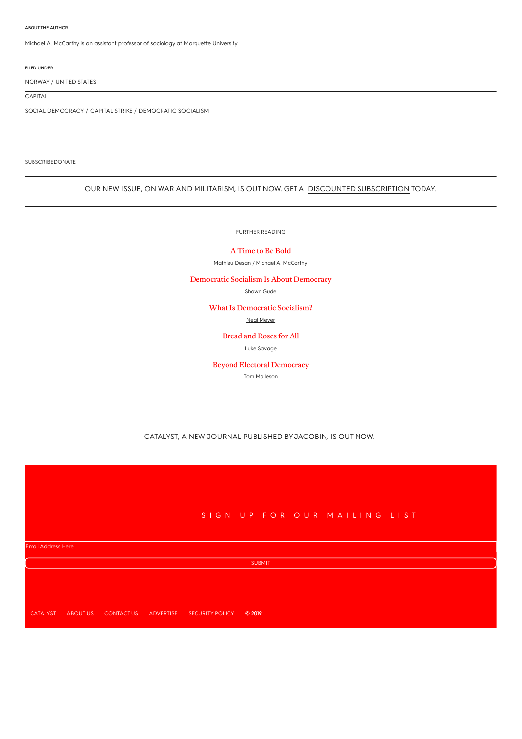###### ABOUT THE AUTHOR

Michael A. McCarthy is an assistant professor of sociology at Marquette University.

###### FILED UNDER

NORWAY / UNITED STATES

CAPITAL

SOCIAL DEMOCRACY / CAPITAL STRIKE / DEMOCRATIC SOCIALISM

SUBSCRIBEDONATE

OUR NEW ISSUE, ON WAR AND MILITARISM, IS OUT NOW. GET A DISCOUNTED SUBSCRIPTION TODAY.

FURTHER READING

**A Time to Be Bold**

Mathieu Desan / Michael A. McCarthy

**Democratic Socialism Is About Democracy**

Shawn Gude

**What Is Democratic Socialism?**

Neal Meyer

**Bread and Roses for All**

Luke Savage

**Beyond Electoral Democracy**

Tom Malleson

CATALYST, A NEW JOURNAL PUBLISHED BY JACOBIN, IS OUT NOW.

SIGN UP FOR OUR MAILING LIST

Email Address Here

SUBMIT

CATALYST ABOUT US CONTACT US ADVERTISE SECURITY POLICY © 2019